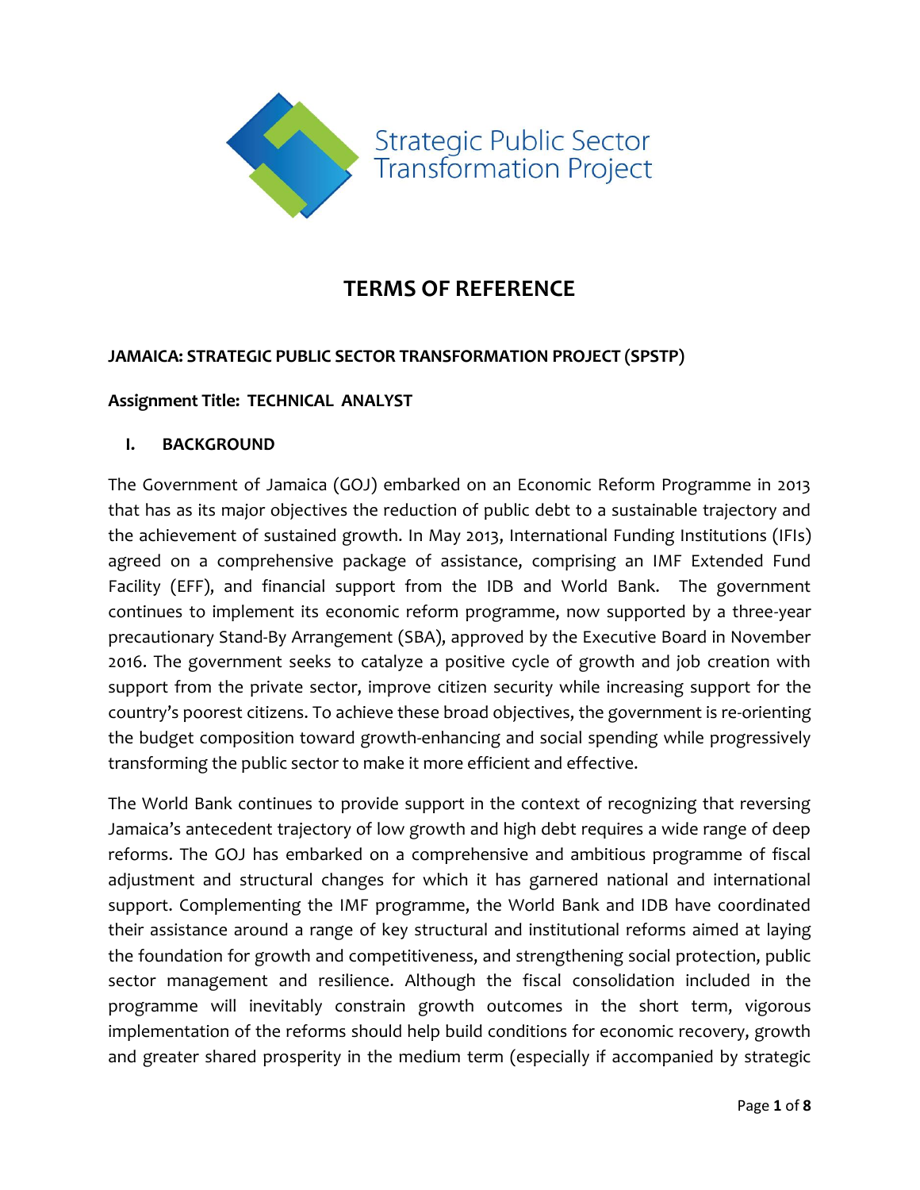Strategic Public Sector Transformation Project

# TERMS OF REFERENCE

**JAMAICA: STRATEGIC PUBLIC SECTOR TRANSFORMATION PROJECT (SPSTP)**

**Assignment Title: TECHNICAL ANALYST**

## I. BACKGROUND

The Government of Jamaica (GOJ) embarked on an Economic Reform Programme in 2013 that has as its major objectives the reduction of public debt to a sustainable trajectory and the achievement of sustained growth. In May 2013, International Funding Institutions (IFIs) agreed on a comprehensive package of assistance, comprising an IMF Extended Fund Facility (EFF), and financial support from the IDB and World Bank. The government continues to implement its economic reform programme, now supported by a three-year precautionary Stand-By Arrangement (SBA), approved by the Executive Board in November 2016. The government seeks to catalyze a positive cycle of growth and job creation with support from the private sector, improve citizen security while increasing support for the country's poorest citizens. To achieve these broad objectives, the government is re-orienting the budget composition toward growth-enhancing and social spending while progressively transforming the public sector to make it more efficient and effective.

The World Bank continues to provide support in the context of recognizing that reversing Jamaica's antecedent trajectory of low growth and high debt requires a wide range of deep reforms. The GOJ has embarked on a comprehensive and ambitious programme of fiscal adjustment and structural changes for which it has garnered national and international support. Complementing the IMF programme, the World Bank and IDB have coordinated their assistance around a range of key structural and institutional reforms aimed at laying the foundation for growth and competitiveness, and strengthening social protection, public sector management and resilience. Although the fiscal consolidation included in the programme will inevitably constrain growth outcomes in the short term, vigorous implementation of the reforms should help build conditions for economic recovery, growth and greater shared prosperity in the medium term (especially if accompanied by strategic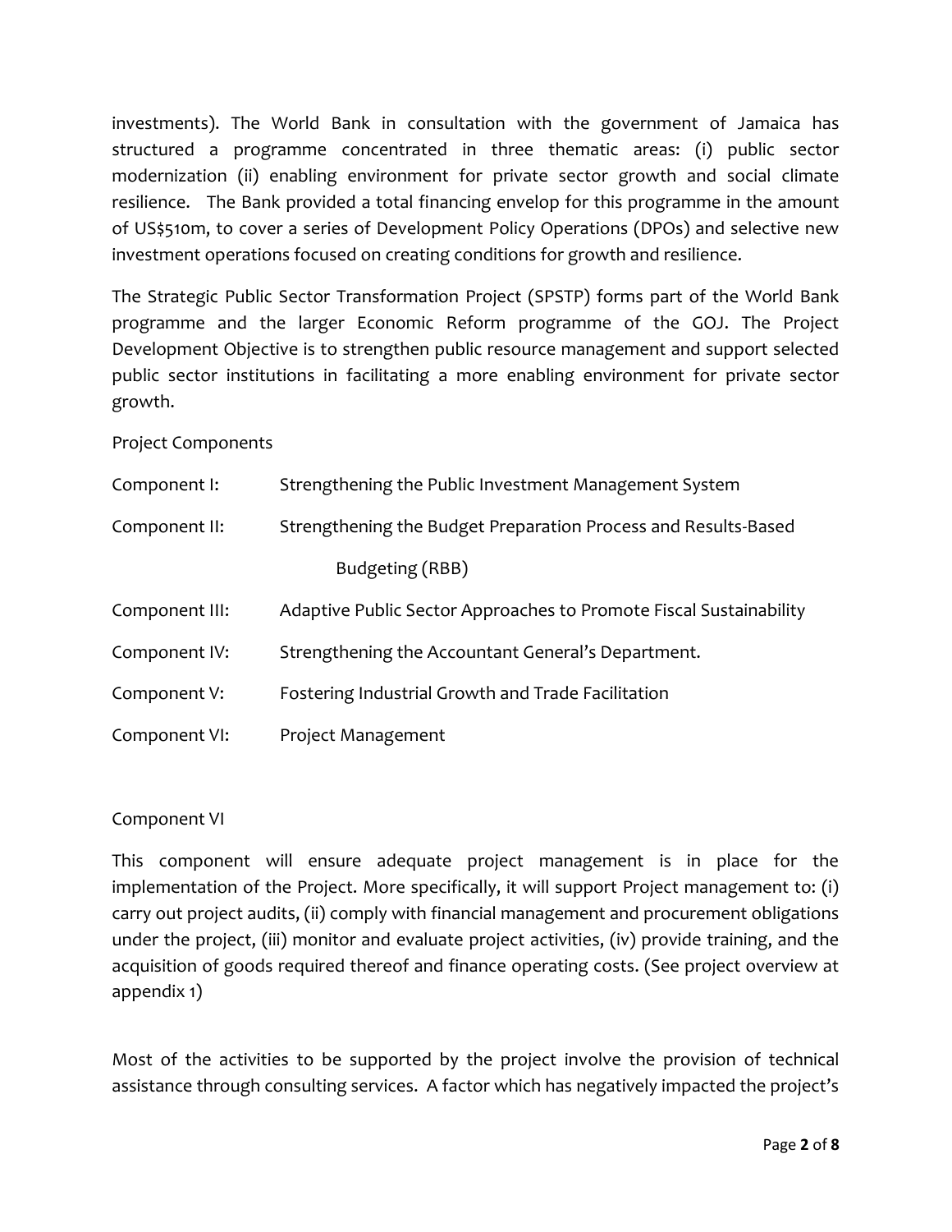investments). The World Bank in consultation with the government of Jamaica has structured a programme concentrated in three thematic areas: (i) public sector modernization (ii) enabling environment for private sector growth and social climate resilience. The Bank provided a total financing envelop for this programme in the amount of US$510m, to cover a series of Development Policy Operations (DPOs) and selective new investment operations focused on creating conditions for growth and resilience.

The Strategic Public Sector Transformation Project (SPSTP) forms part of the World Bank programme and the larger Economic Reform programme of the GOJ. The Project Development Objective is to strengthen public resource management and support selected public sector institutions in facilitating a more enabling environment for private sector growth.

Project Components

| | |
|---|---|
| Component I: | Strengthening the Public Investment Management System |
| Component II: | Strengthening the Budget Preparation Process and Results-Based Budgeting (RBB) |
| Component III: | Adaptive Public Sector Approaches to Promote Fiscal Sustainability |
| Component IV: | Strengthening the Accountant General's Department. |
| Component V: | Fostering Industrial Growth and Trade Facilitation |
| Component VI: | Project Management |

Component VI

This component will ensure adequate project management is in place for the implementation of the Project. More specifically, it will support Project management to: (i) carry out project audits, (ii) comply with financial management and procurement obligations under the project, (iii) monitor and evaluate project activities, (iv) provide training, and the acquisition of goods required thereof and finance operating costs. (See project overview at appendix 1)

Most of the activities to be supported by the project involve the provision of technical assistance through consulting services. A factor which has negatively impacted the project's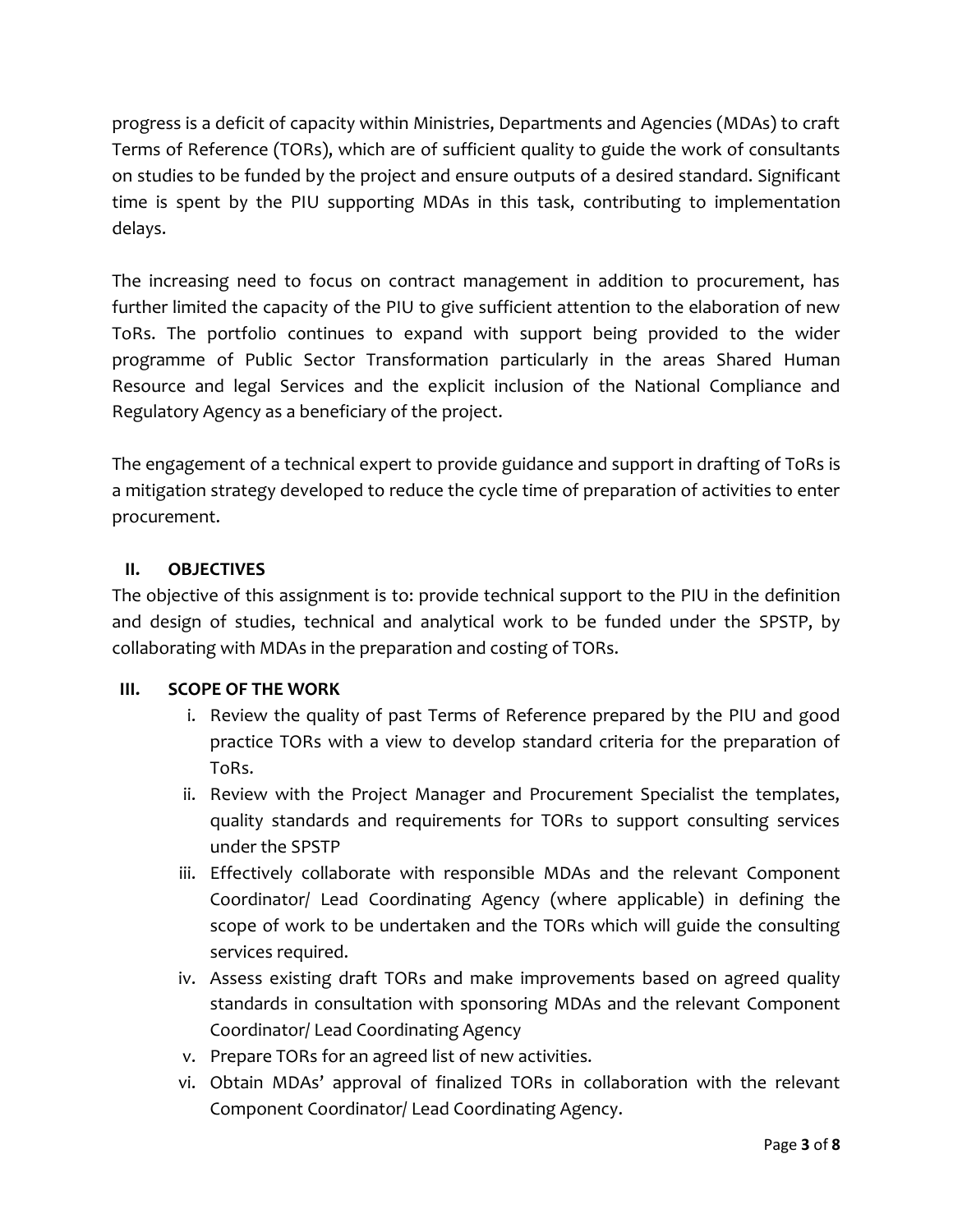progress is a deficit of capacity within Ministries, Departments and Agencies (MDAs) to craft Terms of Reference (TORs), which are of sufficient quality to guide the work of consultants on studies to be funded by the project and ensure outputs of a desired standard. Significant time is spent by the PIU supporting MDAs in this task, contributing to implementation delays.

The increasing need to focus on contract management in addition to procurement, has further limited the capacity of the PIU to give sufficient attention to the elaboration of new ToRs. The portfolio continues to expand with support being provided to the wider programme of Public Sector Transformation particularly in the areas Shared Human Resource and legal Services and the explicit inclusion of the National Compliance and Regulatory Agency as a beneficiary of the project.

The engagement of a technical expert to provide guidance and support in drafting of ToRs is a mitigation strategy developed to reduce the cycle time of preparation of activities to enter procurement.

## II. OBJECTIVES

The objective of this assignment is to: provide technical support to the PIU in the definition and design of studies, technical and analytical work to be funded under the SPSTP, by collaborating with MDAs in the preparation and costing of TORs.

## III. SCOPE OF THE WORK

i. Review the quality of past Terms of Reference prepared by the PIU and good practice TORs with a view to develop standard criteria for the preparation of ToRs.
ii. Review with the Project Manager and Procurement Specialist the templates, quality standards and requirements for TORs to support consulting services under the SPSTP
iii. Effectively collaborate with responsible MDAs and the relevant Component Coordinator/ Lead Coordinating Agency (where applicable) in defining the scope of work to be undertaken and the TORs which will guide the consulting services required.
iv. Assess existing draft TORs and make improvements based on agreed quality standards in consultation with sponsoring MDAs and the relevant Component Coordinator/ Lead Coordinating Agency
v. Prepare TORs for an agreed list of new activities.
vi. Obtain MDAs' approval of finalized TORs in collaboration with the relevant Component Coordinator/ Lead Coordinating Agency.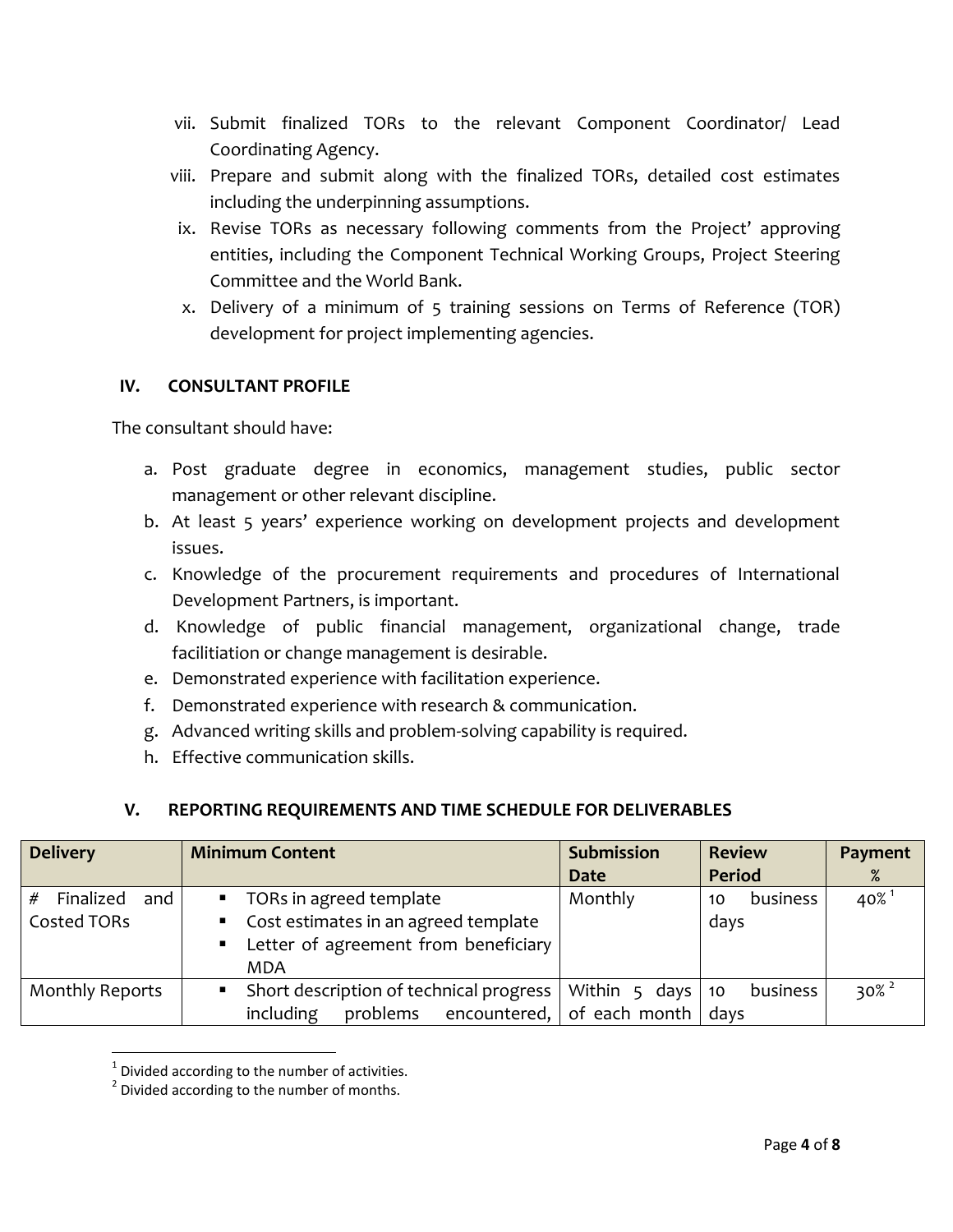vii. Submit finalized TORs to the relevant Component Coordinator/ Lead Coordinating Agency.

viii. Prepare and submit along with the finalized TORs, detailed cost estimates including the underpinning assumptions.

ix. Revise TORs as necessary following comments from the Project' approving entities, including the Component Technical Working Groups, Project Steering Committee and the World Bank.

x. Delivery of a minimum of 5 training sessions on Terms of Reference (TOR) development for project implementing agencies.

## IV. CONSULTANT PROFILE

The consultant should have:

a. Post graduate degree in economics, management studies, public sector management or other relevant discipline.
b. At least 5 years' experience working on development projects and development issues.
c. Knowledge of the procurement requirements and procedures of International Development Partners, is important.
d. Knowledge of public financial management, organizational change, trade facilitiation or change management is desirable.
e. Demonstrated experience with facilitation experience.
f. Demonstrated experience with research & communication.
g. Advanced writing skills and problem-solving capability is required.
h. Effective communication skills.

## V. REPORTING REQUIREMENTS AND TIME SCHEDULE FOR DELIVERABLES

| Delivery | Minimum Content | Submission Date | Review Period | Payment % |
|---|---|---|---|---|
| # Finalized and Costed TORs | ▪ TORs in agreed template<br>▪ Cost estimates in an agreed template<br>▪ Letter of agreement from beneficiary MDA | Monthly | 10 business days | 40% [1] |
| Monthly Reports | ▪ Short description of technical progress including problems encountered, | Within 5 days of each month | 10 business days | 30% [2] |

[1] Divided according to the number of activities.

[2] Divided according to the number of months.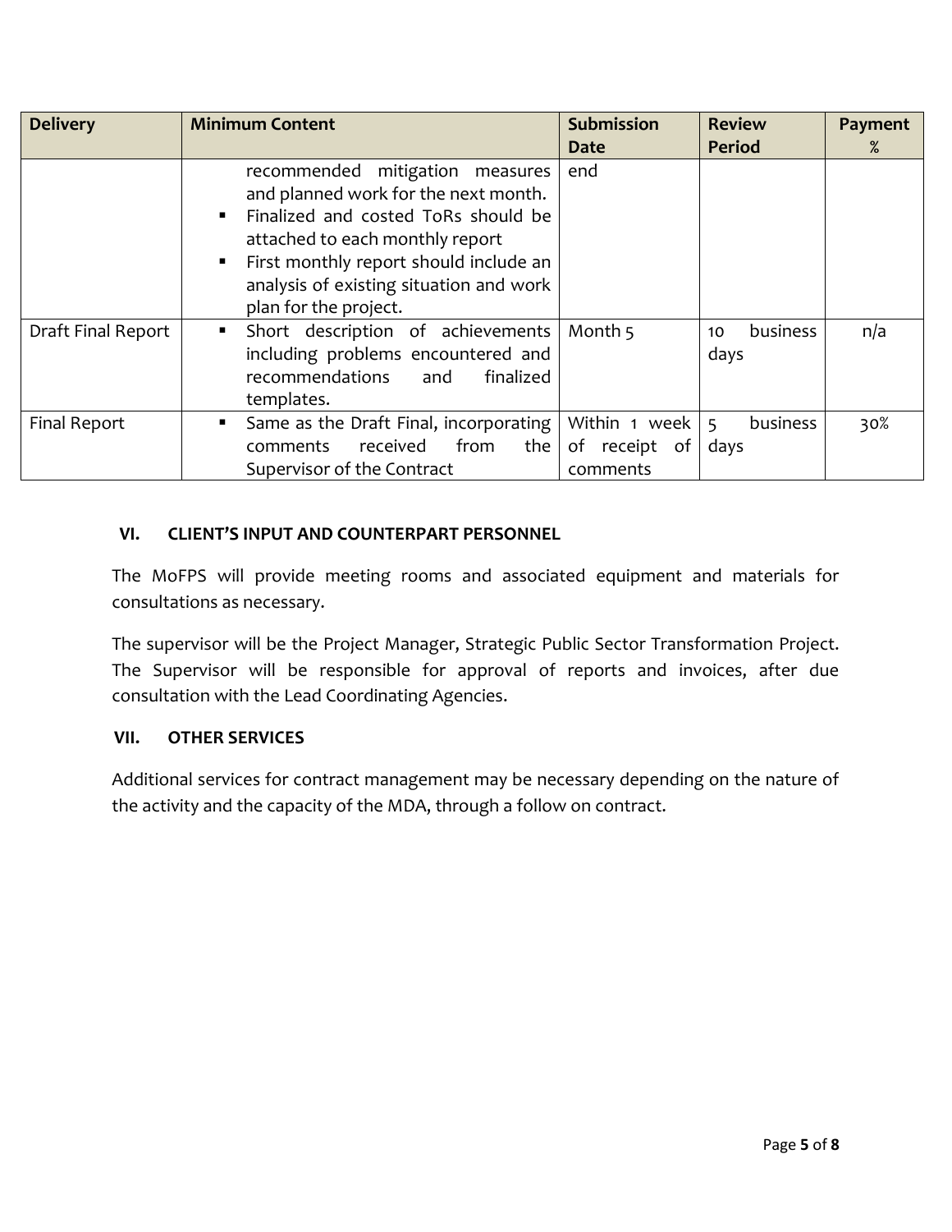| Delivery | Minimum Content | Submission Date | Review Period | Payment % |
|---|---|---|---|---|
| | recommended mitigation measures and planned work for the next month.<br>▪ Finalized and costed ToRs should be attached to each monthly report<br>▪ First monthly report should include an analysis of existing situation and work plan for the project. | end | | |
| Draft Final Report | ▪ Short description of achievements including problems encountered and recommendations and finalized templates. | Month 5 | 10 business days | n/a |
| Final Report | ▪ Same as the Draft Final, incorporating comments received from the Supervisor of the Contract | Within 1 week of receipt of comments | 5 business days | 30% |

## VI. CLIENT'S INPUT AND COUNTERPART PERSONNEL

The MoFPS will provide meeting rooms and associated equipment and materials for consultations as necessary.

The supervisor will be the Project Manager, Strategic Public Sector Transformation Project. The Supervisor will be responsible for approval of reports and invoices, after due consultation with the Lead Coordinating Agencies.

## VII. OTHER SERVICES

Additional services for contract management may be necessary depending on the nature of the activity and the capacity of the MDA, through a follow on contract.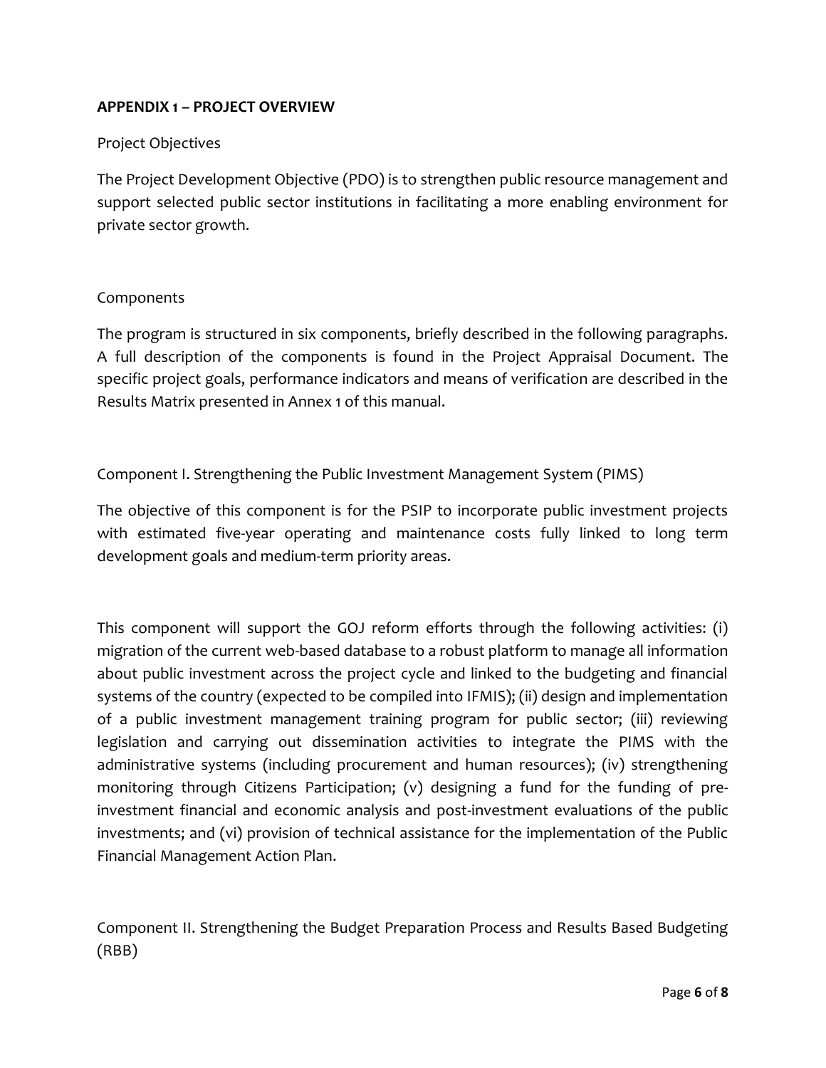## APPENDIX 1 – PROJECT OVERVIEW

Project Objectives

The Project Development Objective (PDO) is to strengthen public resource management and support selected public sector institutions in facilitating a more enabling environment for private sector growth.

Components

The program is structured in six components, briefly described in the following paragraphs. A full description of the components is found in the Project Appraisal Document. The specific project goals, performance indicators and means of verification are described in the Results Matrix presented in Annex 1 of this manual.

Component I. Strengthening the Public Investment Management System (PIMS)

The objective of this component is for the PSIP to incorporate public investment projects with estimated five-year operating and maintenance costs fully linked to long term development goals and medium-term priority areas.

This component will support the GOJ reform efforts through the following activities: (i) migration of the current web-based database to a robust platform to manage all information about public investment across the project cycle and linked to the budgeting and financial systems of the country (expected to be compiled into IFMIS); (ii) design and implementation of a public investment management training program for public sector; (iii) reviewing legislation and carrying out dissemination activities to integrate the PIMS with the administrative systems (including procurement and human resources); (iv) strengthening monitoring through Citizens Participation; (v) designing a fund for the funding of pre-investment financial and economic analysis and post-investment evaluations of the public investments; and (vi) provision of technical assistance for the implementation of the Public Financial Management Action Plan.

Component II. Strengthening the Budget Preparation Process and Results Based Budgeting (RBB)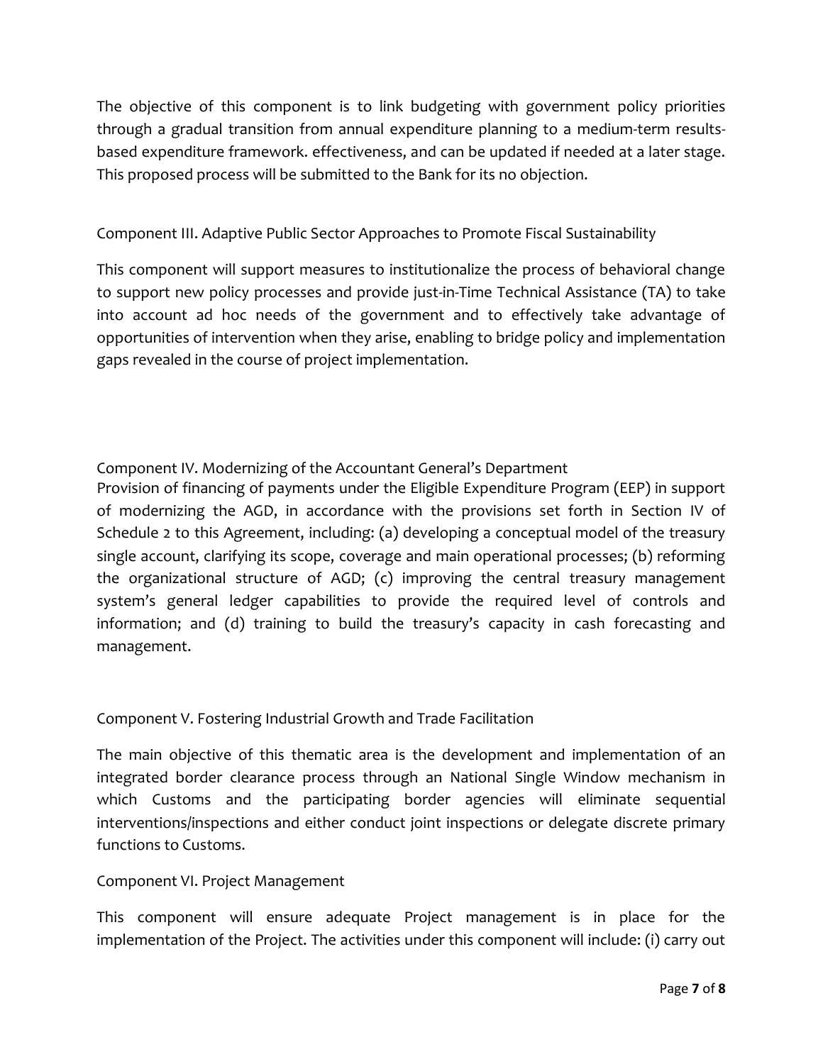The objective of this component is to link budgeting with government policy priorities through a gradual transition from annual expenditure planning to a medium-term results-based expenditure framework. effectiveness, and can be updated if needed at a later stage. This proposed process will be submitted to the Bank for its no objection.

Component III. Adaptive Public Sector Approaches to Promote Fiscal Sustainability

This component will support measures to institutionalize the process of behavioral change to support new policy processes and provide just-in-Time Technical Assistance (TA) to take into account ad hoc needs of the government and to effectively take advantage of opportunities of intervention when they arise, enabling to bridge policy and implementation gaps revealed in the course of project implementation.

Component IV. Modernizing of the Accountant General's Department

Provision of financing of payments under the Eligible Expenditure Program (EEP) in support of modernizing the AGD, in accordance with the provisions set forth in Section IV of Schedule 2 to this Agreement, including: (a) developing a conceptual model of the treasury single account, clarifying its scope, coverage and main operational processes; (b) reforming the organizational structure of AGD; (c) improving the central treasury management system's general ledger capabilities to provide the required level of controls and information; and (d) training to build the treasury's capacity in cash forecasting and management.

Component V. Fostering Industrial Growth and Trade Facilitation

The main objective of this thematic area is the development and implementation of an integrated border clearance process through an National Single Window mechanism in which Customs and the participating border agencies will eliminate sequential interventions/inspections and either conduct joint inspections or delegate discrete primary functions to Customs.

Component VI. Project Management

This component will ensure adequate Project management is in place for the implementation of the Project. The activities under this component will include: (i) carry out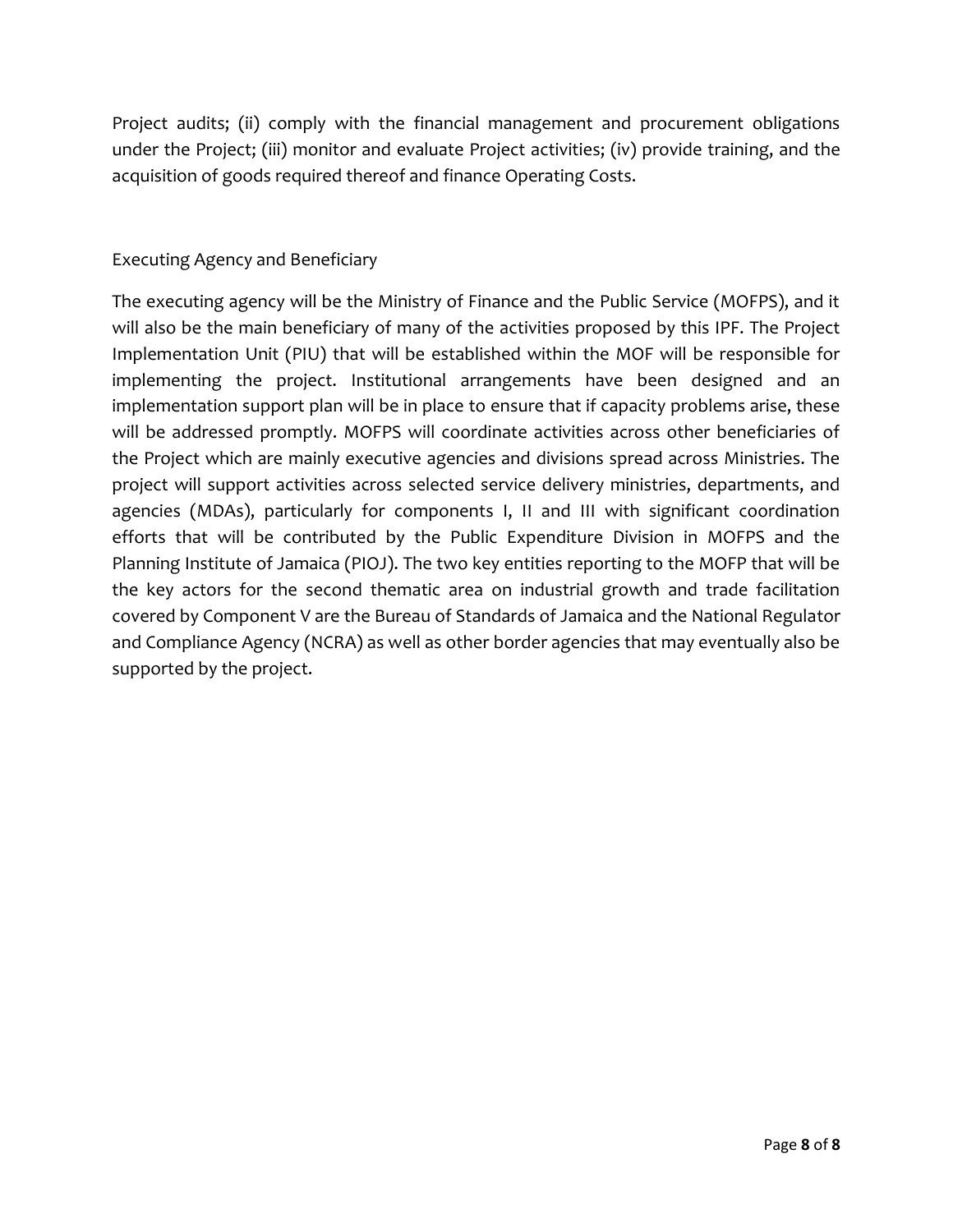Project audits; (ii) comply with the financial management and procurement obligations under the Project; (iii) monitor and evaluate Project activities; (iv) provide training, and the acquisition of goods required thereof and finance Operating Costs.

## Executing Agency and Beneficiary

The executing agency will be the Ministry of Finance and the Public Service (MOFPS), and it will also be the main beneficiary of many of the activities proposed by this IPF. The Project Implementation Unit (PIU) that will be established within the MOF will be responsible for implementing the project. Institutional arrangements have been designed and an implementation support plan will be in place to ensure that if capacity problems arise, these will be addressed promptly. MOFPS will coordinate activities across other beneficiaries of the Project which are mainly executive agencies and divisions spread across Ministries. The project will support activities across selected service delivery ministries, departments, and agencies (MDAs), particularly for components I, II and III with significant coordination efforts that will be contributed by the Public Expenditure Division in MOFPS and the Planning Institute of Jamaica (PIOJ). The two key entities reporting to the MOFP that will be the key actors for the second thematic area on industrial growth and trade facilitation covered by Component V are the Bureau of Standards of Jamaica and the National Regulator and Compliance Agency (NCRA) as well as other border agencies that may eventually also be supported by the project.